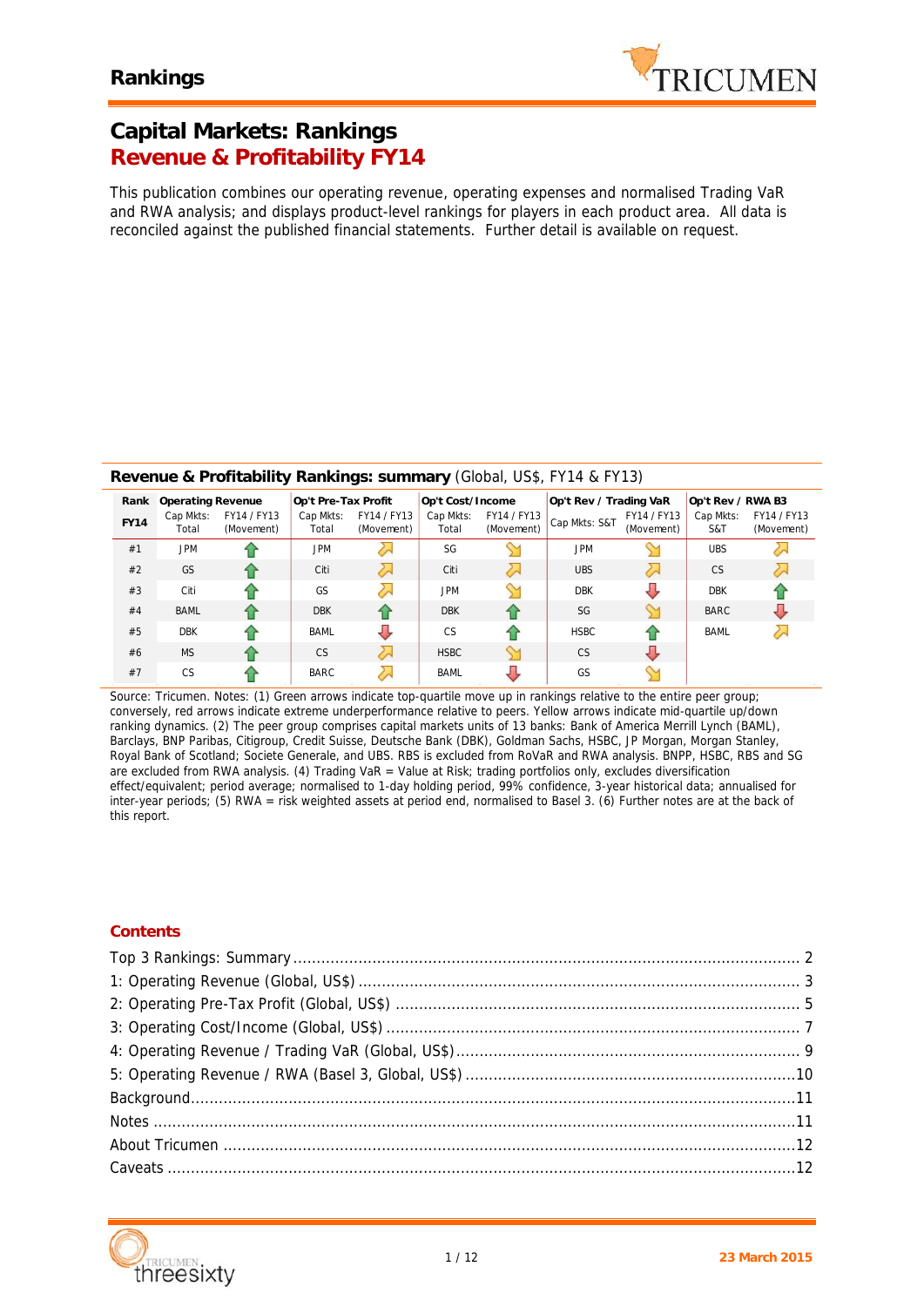# Rankings

## Capital Markets: Rankings
## Revenue & Profitability FY14

This publication combines our operating revenue, operating expenses and normalised Trading VaR and RWA analysis; and displays product-level rankings for players in each product area. All data is reconciled against the published financial statements. Further detail is available on request.

**Revenue & Profitability Rankings: summary** (Global, US$, FY14 & FY13)

| Rank | Operating Revenue | | Op't Pre-Tax Profit | | Op't Cost/Income | | Op't Rev / Trading VaR | | Op't Rev / RWA B3 | |
|---|---|---|---|---|---|---|---|---|---|---|
| FY14 | Cap Mkts: Total | FY14 / FY13 (Movement) | Cap Mkts: Total | FY14 / FY13 (Movement) | Cap Mkts: Total | FY14 / FY13 (Movement) | Cap Mkts: S&T | FY14 / FY13 (Movement) | Cap Mkts: S&T | FY14 / FY13 (Movement) |
| #1 | JPM | Green up | JPM | Yellow up | SG | Yellow down | JPM | Yellow down | UBS | Yellow up |
| #2 | GS | Green up | Citi | Yellow up | Citi | Yellow up | UBS | Yellow up | CS | Yellow up |
| #3 | Citi | Green up | GS | Yellow up | JPM | Yellow down | DBK | Red down | DBK | Green up |
| #4 | BAML | Green up | DBK | Green up | DBK | Green up | SG | Yellow down | BARC | Red down |
| #5 | DBK | Green up | BAML | Red down | CS | Green up | HSBC | Green up | BAML | Yellow up |
| #6 | MS | Green up | CS | Yellow up | HSBC | Yellow down | CS | Red down | | |
| #7 | CS | Green up | BARC | Yellow up | BAML | Red down | GS | Yellow down | | |

Source: Tricumen. Notes: (1) Green arrows indicate top-quartile move up in rankings relative to the entire peer group; conversely, red arrows indicate extreme underperformance relative to peers. Yellow arrows indicate mid-quartile up/down ranking dynamics. (2) The peer group comprises capital markets units of 13 banks: Bank of America Merrill Lynch (BAML), Barclays, BNP Paribas, Citigroup, Credit Suisse, Deutsche Bank (DBK), Goldman Sachs, HSBC, JP Morgan, Morgan Stanley, Royal Bank of Scotland; Societe Generale, and UBS. RBS is excluded from RoVaR and RWA analysis. BNPP, HSBC, RBS and SG are excluded from RWA analysis. (4) Trading VaR = Value at Risk; trading portfolios only, excludes diversification effect/equivalent; period average; normalised to 1-day holding period, 99% confidence, 3-year historical data; annualised for inter-year periods; (5) RWA = risk weighted assets at period end, normalised to Basel 3. (6) Further notes are at the back of this report.

### Contents

- Top 3 Rankings: Summary .... 2
- 1: Operating Revenue (Global, US$) .... 3
- 2: Operating Pre-Tax Profit (Global, US$) .... 5
- 3: Operating Cost/Income (Global, US$) .... 7
- 4: Operating Revenue / Trading VaR (Global, US$) .... 9
- 5: Operating Revenue / RWA (Basel 3, Global, US$) .... 10
- Background .... 11
- Notes .... 11
- About Tricumen .... 12
- Caveats .... 12

23 March 2015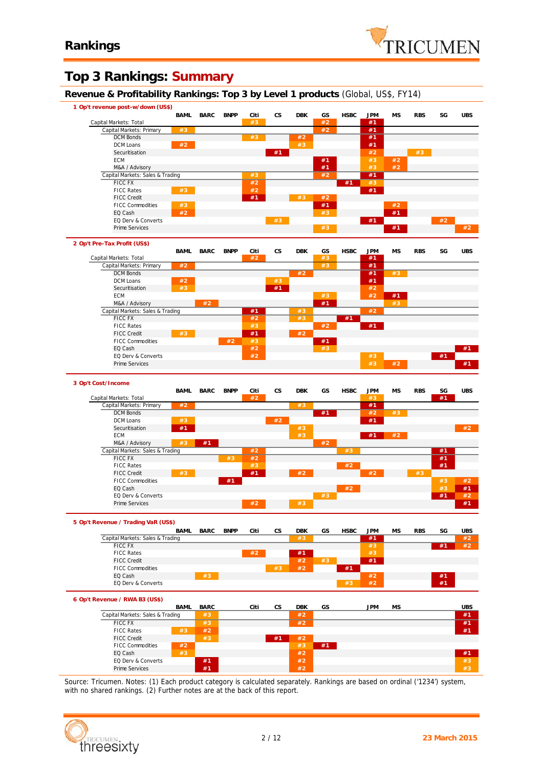## Rankings

# Top 3 Rankings: Summary

### Revenue & Profitability Rankings: Top 3 by Level 1 products (Global, US$, FY14)

**1 Op't revenue post-w/down (US$)**

| | BAML | BARC | BNPP | Citi | CS | DBK | GS | HSBC | JPM | MS | RBS | SG | UBS |
|---|---|---|---|---|---|---|---|---|---|---|---|---|---|
| Capital Markets: Total | | | | #3 | | | #2 | | #1 | | | | |
| Capital Markets: Primary | #3 | | | | | | #2 | | #1 | | | | |
| DCM Bonds | | | | #3 | | #2 | | | #1 | | | | |
| DCM Loans | #2 | | | | | #3 | | | #1 | | | | |
| Securitisation | | | | | #1 | | | | #2 | | #3 | | |
| ECM | | | | | | | #1 | | #3 | #2 | | | |
| M&A / Advisory | | | | | | | #1 | | #3 | #2 | | | |
| Capital Markets: Sales & Trading | | | | #3 | | | #2 | | #1 | | | | |
| FICC FX | | | | #2 | | | | #1 | #3 | | | | |
| FICC Rates | #3 | | | #2 | | | | | #1 | | | | |
| FICC Credit | | | | #1 | | #3 | #2 | | | | | | |
| FICC Commodities | #3 | | | | | | #1 | | | #2 | | | |
| EQ Cash | #2 | | | | | | #3 | | | #1 | | | |
| EQ Derv & Converts | | | | | #3 | | | | #1 | | | #2 | |
| Prime Services | | | | | | | #3 | | | #1 | | | #2 |

**2 Op't Pre-Tax Profit (US$)**

| | BAML | BARC | BNPP | Citi | CS | DBK | GS | HSBC | JPM | MS | RBS | SG | UBS |
|---|---|---|---|---|---|---|---|---|---|---|---|---|---|
| Capital Markets: Total | | | | #2 | | | #3 | | #1 | | | | |
| Capital Markets: Primary | #2 | | | | | | #3 | | #1 | | | | |
| DCM Bonds | | | | | | #2 | | | #1 | #3 | | | |
| DCM Loans | #2 | | | | #3 | | | | #1 | | | | |
| Securitisation | #3 | | | | #1 | | | | #2 | | | | |
| ECM | | | | | | | #3 | | #2 | #1 | | | |
| M&A / Advisory | | #2 | | | | | #1 | | | #3 | | | |
| Capital Markets: Sales & Trading | | | | #1 | | #3 | | | #2 | | | | |
| FICC FX | | | | #2 | | #3 | | #1 | | | | | |
| FICC Rates | | | | #3 | | | #2 | | #1 | | | | |
| FICC Credit | #3 | | | #1 | | #2 | | | | | | | |
| FICC Commodities | | | #2 | #3 | | | #1 | | | | | | |
| EQ Cash | | | | #2 | | | #3 | | | | | | #1 |
| EQ Derv & Converts | | | | #2 | | | | | #3 | | | #1 | |
| Prime Services | | | | | | | | | #3 | #2 | | | #1 |

**3 Op't Cost/Income**

| | BAML | BARC | BNPP | Citi | CS | DBK | GS | HSBC | JPM | MS | RBS | SG | UBS |
|---|---|---|---|---|---|---|---|---|---|---|---|---|---|
| Capital Markets: Total | | | | #2 | | | | | #3 | | | #1 | |
| Capital Markets: Primary | #2 | | | | | #3 | | | #1 | | | | |
| DCM Bonds | | | | | | | #1 | | #2 | #3 | | | |
| DCM Loans | #3 | | | | #2 | | | | #1 | | | | |
| Securitisation | #1 | | | | | #3 | | | | | | | #2 |
| ECM | | | | | | #3 | | | #1 | #2 | | | |
| M&A / Advisory | #3 | #1 | | | | | #2 | | | | | | |
| Capital Markets: Sales & Trading | | | | #2 | | | | #3 | | | | #1 | |
| FICC FX | | | #3 | #2 | | | | | | | | #1 | |
| FICC Rates | | | | #3 | | | | #2 | | | | #1 | |
| FICC Credit | #3 | | | #1 | | #2 | | | #2 | | #3 | | |
| FICC Commodities | | | #1 | | | | | | | | | #3 | #2 |
| EQ Cash | | | | | | | | #2 | | | | #3 | #1 |
| EQ Derv & Converts | | | | | | | #3 | | | | | #1 | #2 |
| Prime Services | | | | #2 | | #3 | | | | | | | #1 |

**5 Op't Revenue / Trading VaR (US$)**

| | BAML | BARC | BNPP | Citi | CS | DBK | GS | HSBC | JPM | MS | RBS | SG | UBS |
|---|---|---|---|---|---|---|---|---|---|---|---|---|---|
| Capital Markets: Sales & Trading | | | | | | #3 | | | #1 | | | | #2 |
| FICC FX | | | | | | | | | #3 | | | #1 | #2 |
| FICC Rates | | | | #2 | | #1 | | | #3 | | | | |
| FICC Credit | | | | | | #2 | #3 | | #1 | | | | |
| FICC Commodities | | | | | #3 | #2 | | #1 | | | | | |
| EQ Cash | | #3 | | | | | | | #2 | | | #1 | |
| EQ Derv & Converts | | | | | | | | #3 | #2 | | | #1 | |

**6 Op't Revenue / RWA B3 (US$)**

| | BAML | BARC | Citi | CS | DBK | GS | JPM | MS | UBS |
|---|---|---|---|---|---|---|---|---|---|
| Capital Markets: Sales & Trading | | #3 | | | #2 | | | | #1 |
| FICC FX | | #3 | | | #2 | | | | #1 |
| FICC Rates | #3 | #2 | | | | | | | #1 |
| FICC Credit | | #3 | | #1 | #2 | | | | |
| FICC Commodities | #2 | | | | #3 | #1 | | | |
| EQ Cash | #3 | | | | #2 | | | | #1 |
| EQ Derv & Converts | | #1 | | | #2 | | | | #3 |
| Prime Services | | #1 | | | #2 | | | | #3 |

Source: Tricumen. Notes: (1) Each product category is calculated separately. Rankings are based on ordinal ('1234') system, with no shared rankings. (2) Further notes are at the back of this report.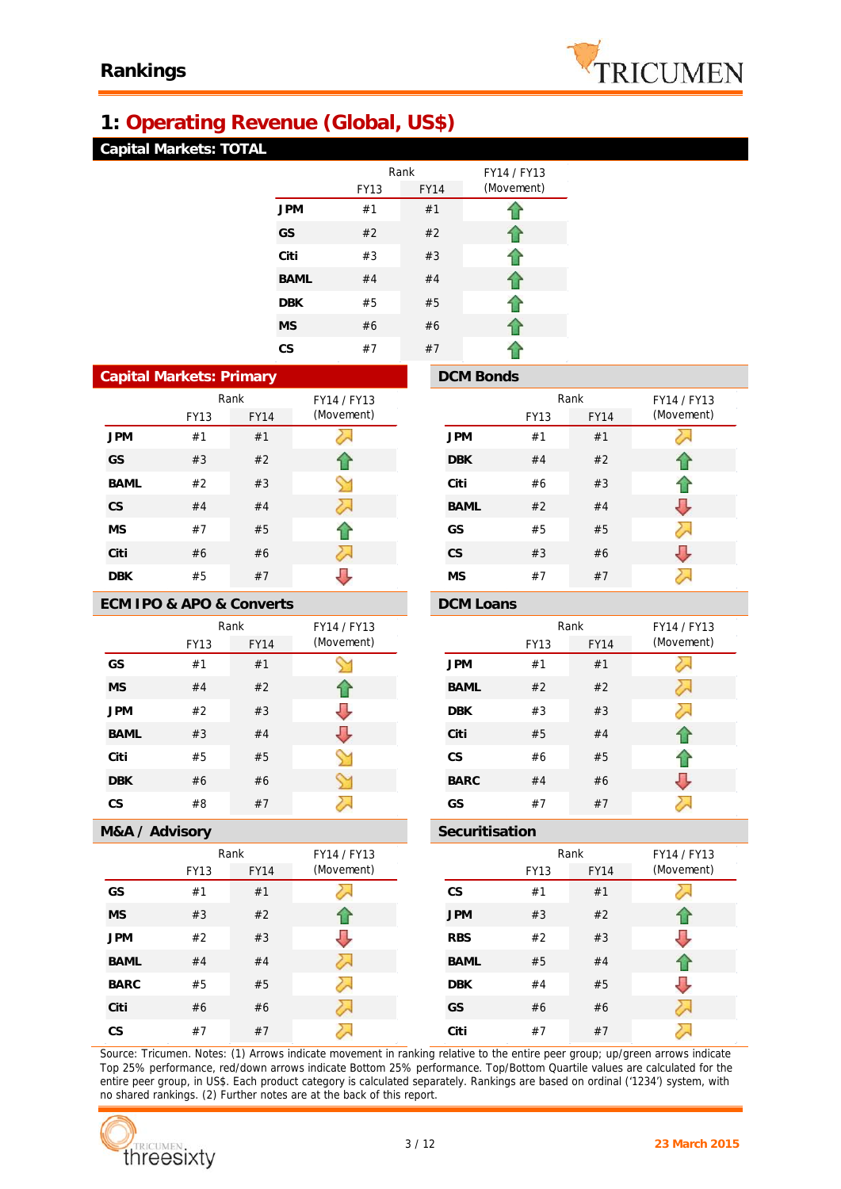## Rankings

# 1: Operating Revenue (Global, US$)

### Capital Markets: TOTAL

| | Rank FY13 | Rank FY14 | FY14 / FY13 (Movement) |
|---|---|---|---|
| JPM | #1 | #1 | ↑ |
| GS | #2 | #2 | ↑ |
| Citi | #3 | #3 | ↑ |
| BAML | #4 | #4 | ↑ |
| DBK | #5 | #5 | ↑ |
| MS | #6 | #6 | ↑ |
| CS | #7 | #7 | ↑ |

### Capital Markets: Primary

| | Rank FY13 | Rank FY14 | FY14 / FY13 (Movement) |
|---|---|---|---|
| JPM | #1 | #1 | ↗ |
| GS | #3 | #2 | ↑ |
| BAML | #2 | #3 | ↘ |
| CS | #4 | #4 | ↗ |
| MS | #7 | #5 | ↑ |
| Citi | #6 | #6 | ↗ |
| DBK | #5 | #7 | ↓ |

### DCM Bonds

| | Rank FY13 | Rank FY14 | FY14 / FY13 (Movement) |
|---|---|---|---|
| JPM | #1 | #1 | ↗ |
| DBK | #4 | #2 | ↑ |
| Citi | #6 | #3 | ↑ |
| BAML | #2 | #4 | ↓ |
| GS | #5 | #5 | ↗ |
| CS | #3 | #6 | ↓ |
| MS | #7 | #7 | ↗ |

### ECM IPO & APO & Converts

| | Rank FY13 | Rank FY14 | FY14 / FY13 (Movement) |
|---|---|---|---|
| GS | #1 | #1 | ↘ |
| MS | #4 | #2 | ↑ |
| JPM | #2 | #3 | ↓ |
| BAML | #3 | #4 | ↓ |
| Citi | #5 | #5 | ↘ |
| DBK | #6 | #6 | ↘ |
| CS | #8 | #7 | ↗ |

### DCM Loans

| | Rank FY13 | Rank FY14 | FY14 / FY13 (Movement) |
|---|---|---|---|
| JPM | #1 | #1 | ↗ |
| BAML | #2 | #2 | ↗ |
| DBK | #3 | #3 | ↗ |
| Citi | #5 | #4 | ↑ |
| CS | #6 | #5 | ↑ |
| BARC | #4 | #6 | ↓ |
| GS | #7 | #7 | ↗ |

### M&A / Advisory

| | Rank FY13 | Rank FY14 | FY14 / FY13 (Movement) |
|---|---|---|---|
| GS | #1 | #1 | ↗ |
| MS | #3 | #2 | ↑ |
| JPM | #2 | #3 | ↓ |
| BAML | #4 | #4 | ↗ |
| BARC | #5 | #5 | ↗ |
| Citi | #6 | #6 | ↗ |
| CS | #7 | #7 | ↗ |

### Securitisation

| | Rank FY13 | Rank FY14 | FY14 / FY13 (Movement) |
|---|---|---|---|
| CS | #1 | #1 | ↗ |
| JPM | #3 | #2 | ↑ |
| RBS | #2 | #3 | ↓ |
| BAML | #5 | #4 | ↑ |
| DBK | #4 | #5 | ↓ |
| GS | #6 | #6 | ↗ |
| Citi | #7 | #7 | ↗ |

Source: Tricumen. Notes: (1) Arrows indicate movement in ranking relative to the entire peer group; up/green arrows indicate Top 25% performance, red/down arrows indicate Bottom 25% performance. Top/Bottom Quartile values are calculated for the entire peer group, in US$. Each product category is calculated separately. Rankings are based on ordinal ('1234') system, with no shared rankings. (2) Further notes are at the back of this report.

23 March 2015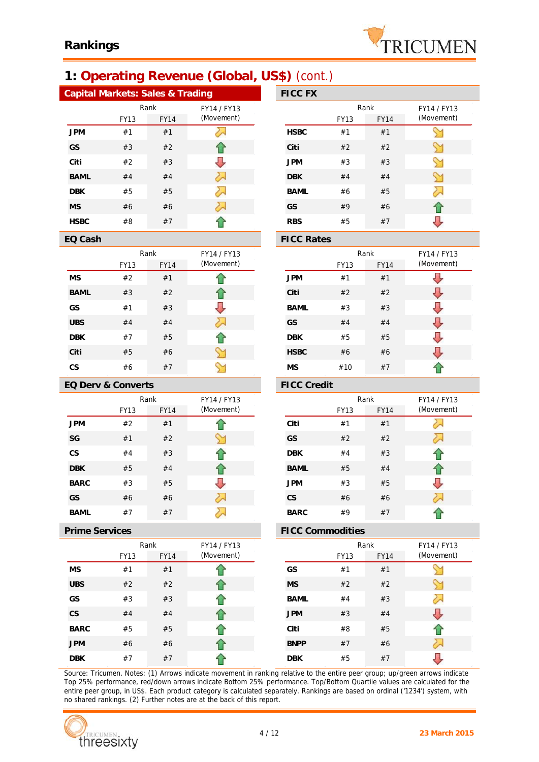## Rankings

# 1: Operating Revenue (Global, US$) (cont.)

### Capital Markets: Sales & Trading

| | Rank FY13 | Rank FY14 | FY14 / FY13 (Movement) |
|---|---|---|---|
| JPM | #1 | #1 | ↗ |
| GS | #3 | #2 | ↑ |
| Citi | #2 | #3 | ↓ |
| BAML | #4 | #4 | ↗ |
| DBK | #5 | #5 | ↗ |
| MS | #6 | #6 | ↗ |
| HSBC | #8 | #7 | ↑ |

### FICC FX

| | Rank FY13 | Rank FY14 | FY14 / FY13 (Movement) |
|---|---|---|---|
| HSBC | #1 | #1 | ↘ |
| Citi | #2 | #2 | ↘ |
| JPM | #3 | #3 | ↘ |
| DBK | #4 | #4 | ↘ |
| BAML | #6 | #5 | ↗ |
| GS | #9 | #6 | ↑ |
| RBS | #5 | #7 | ↓ |

### EQ Cash

| | Rank FY13 | Rank FY14 | FY14 / FY13 (Movement) |
|---|---|---|---|
| MS | #2 | #1 | ↑ |
| BAML | #3 | #2 | ↑ |
| GS | #1 | #3 | ↓ |
| UBS | #4 | #4 | ↗ |
| DBK | #7 | #5 | ↑ |
| Citi | #5 | #6 | ↘ |
| CS | #6 | #7 | ↘ |

### FICC Rates

| | Rank FY13 | Rank FY14 | FY14 / FY13 (Movement) |
|---|---|---|---|
| JPM | #1 | #1 | ↓ |
| Citi | #2 | #2 | ↓ |
| BAML | #3 | #3 | ↓ |
| GS | #4 | #4 | ↓ |
| DBK | #5 | #5 | ↓ |
| HSBC | #6 | #6 | ↓ |
| MS | #10 | #7 | ↑ |

### EQ Derv & Converts

| | Rank FY13 | Rank FY14 | FY14 / FY13 (Movement) |
|---|---|---|---|
| JPM | #2 | #1 | ↑ |
| SG | #1 | #2 | ↘ |
| CS | #4 | #3 | ↑ |
| DBK | #5 | #4 | ↑ |
| BARC | #3 | #5 | ↓ |
| GS | #6 | #6 | ↗ |
| BAML | #7 | #7 | ↗ |

### FICC Credit

| | Rank FY13 | Rank FY14 | FY14 / FY13 (Movement) |
|---|---|---|---|
| Citi | #1 | #1 | ↗ |
| GS | #2 | #2 | ↗ |
| DBK | #4 | #3 | ↑ |
| BAML | #5 | #4 | ↑ |
| JPM | #3 | #5 | ↓ |
| CS | #6 | #6 | ↗ |
| BARC | #9 | #7 | ↑ |

### Prime Services

| | Rank FY13 | Rank FY14 | FY14 / FY13 (Movement) |
|---|---|---|---|
| MS | #1 | #1 | ↑ |
| UBS | #2 | #2 | ↑ |
| GS | #3 | #3 | ↑ |
| CS | #4 | #4 | ↑ |
| BARC | #5 | #5 | ↑ |
| JPM | #6 | #6 | ↑ |
| DBK | #7 | #7 | ↑ |

### FICC Commodities

| | Rank FY13 | Rank FY14 | FY14 / FY13 (Movement) |
|---|---|---|---|
| GS | #1 | #1 | ↘ |
| MS | #2 | #2 | ↘ |
| BAML | #4 | #3 | ↗ |
| JPM | #3 | #4 | ↓ |
| Citi | #8 | #5 | ↑ |
| BNPP | #7 | #6 | ↗ |
| DBK | #5 | #7 | ↓ |

Source: Tricumen. Notes: (1) Arrows indicate movement in ranking relative to the entire peer group; up/green arrows indicate Top 25% performance, red/down arrows indicate Bottom 25% performance. Top/Bottom Quartile values are calculated for the entire peer group, in US$. Each product category is calculated separately. Rankings are based on ordinal ('1234') system, with no shared rankings. (2) Further notes are at the back of this report.

23 March 2015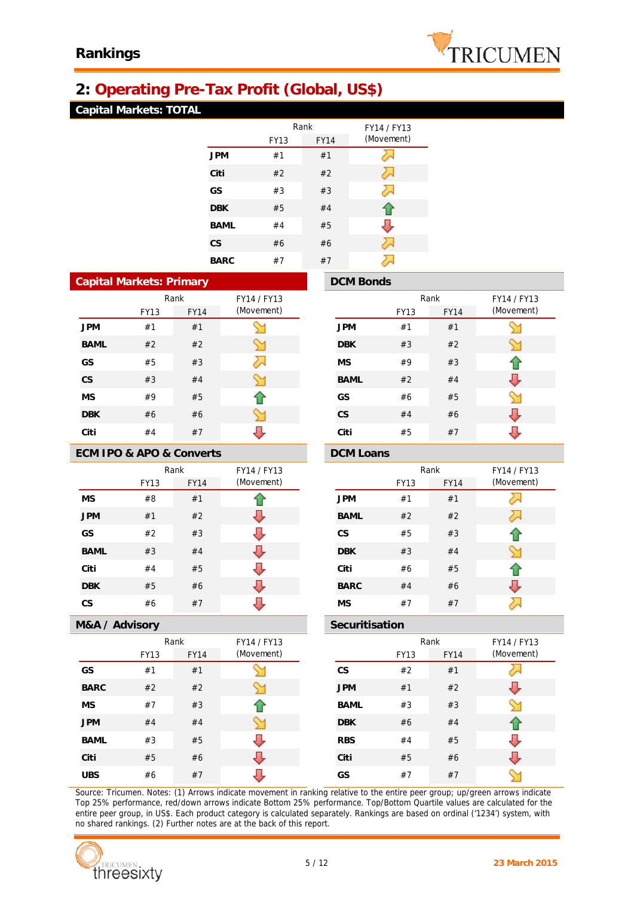# Rankings

## 2: Operating Pre-Tax Profit (Global, US$)

### Capital Markets: TOTAL

| | Rank FY13 | Rank FY14 | FY14 / FY13 (Movement) |
|---|---|---|---|
| JPM | #1 | #1 | ↗ |
| Citi | #2 | #2 | ↗ |
| GS | #3 | #3 | ↗ |
| DBK | #5 | #4 | ↑ |
| BAML | #4 | #5 | ↓ |
| CS | #6 | #6 | ↗ |
| BARC | #7 | #7 | ↗ |

### Capital Markets: Primary

| | Rank FY13 | Rank FY14 | FY14 / FY13 (Movement) |
|---|---|---|---|
| JPM | #1 | #1 | ↘ |
| BAML | #2 | #2 | ↘ |
| GS | #5 | #3 | ↗ |
| CS | #3 | #4 | ↘ |
| MS | #9 | #5 | ↑ |
| DBK | #6 | #6 | ↘ |
| Citi | #4 | #7 | ↓ |

### DCM Bonds

| | Rank FY13 | Rank FY14 | FY14 / FY13 (Movement) |
|---|---|---|---|
| JPM | #1 | #1 | ↘ |
| DBK | #3 | #2 | ↘ |
| MS | #9 | #3 | ↑ |
| BAML | #2 | #4 | ↓ |
| GS | #6 | #5 | ↘ |
| CS | #4 | #6 | ↓ |
| Citi | #5 | #7 | ↓ |

### ECM IPO & APO & Converts

| | Rank FY13 | Rank FY14 | FY14 / FY13 (Movement) |
|---|---|---|---|
| MS | #8 | #1 | ↑ |
| JPM | #1 | #2 | ↓ |
| GS | #2 | #3 | ↓ |
| BAML | #3 | #4 | ↓ |
| Citi | #4 | #5 | ↓ |
| DBK | #5 | #6 | ↓ |
| CS | #6 | #7 | ↓ |

### DCM Loans

| | Rank FY13 | Rank FY14 | FY14 / FY13 (Movement) |
|---|---|---|---|
| JPM | #1 | #1 | ↗ |
| BAML | #2 | #2 | ↗ |
| CS | #5 | #3 | ↑ |
| DBK | #3 | #4 | ↘ |
| Citi | #6 | #5 | ↑ |
| BARC | #4 | #6 | ↓ |
| MS | #7 | #7 | ↗ |

### M&A / Advisory

| | Rank FY13 | Rank FY14 | FY14 / FY13 (Movement) |
|---|---|---|---|
| GS | #1 | #1 | ↘ |
| BARC | #2 | #2 | ↘ |
| MS | #7 | #3 | ↑ |
| JPM | #4 | #4 | ↘ |
| BAML | #3 | #5 | ↓ |
| Citi | #5 | #6 | ↓ |
| UBS | #6 | #7 | ↓ |

### Securitisation

| | Rank FY13 | Rank FY14 | FY14 / FY13 (Movement) |
|---|---|---|---|
| CS | #2 | #1 | ↗ |
| JPM | #1 | #2 | ↓ |
| BAML | #3 | #3 | ↘ |
| DBK | #6 | #4 | ↑ |
| RBS | #4 | #5 | ↓ |
| Citi | #5 | #6 | ↓ |
| GS | #7 | #7 | ↘ |

Source: Tricumen. Notes: (1) Arrows indicate movement in ranking relative to the entire peer group; up/green arrows indicate Top 25% performance, red/down arrows indicate Bottom 25% performance. Top/Bottom Quartile values are calculated for the entire peer group, in US$. Each product category is calculated separately. Rankings are based on ordinal ('1234') system, with no shared rankings. (2) Further notes are at the back of this report.

23 March 2015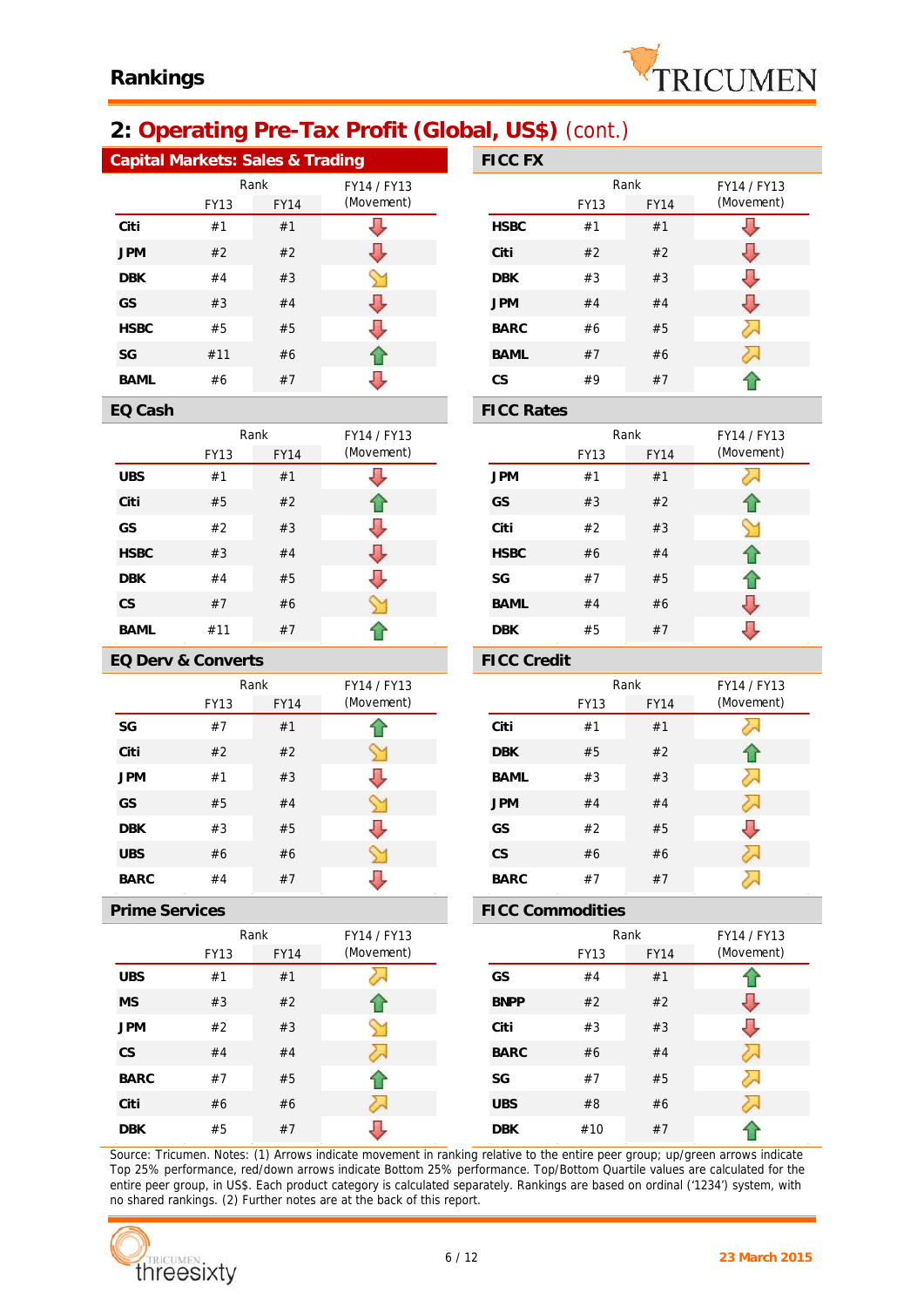## 2: Operating Pre-Tax Profit (Global, US$) (cont.)

### Capital Markets: Sales & Trading

| | Rank FY13 | Rank FY14 | FY14 / FY13 (Movement) |
|---|---|---|---|
| **Citi** | #1 | #1 | Down (red) |
| **JPM** | #2 | #2 | Down (red) |
| **DBK** | #4 | #3 | Down-right (yellow) |
| **GS** | #3 | #4 | Down (red) |
| **HSBC** | #5 | #5 | Down (red) |
| **SG** | #11 | #6 | Up (green) |
| **BAML** | #6 | #7 | Down (red) |

### FICC FX

| | Rank FY13 | Rank FY14 | FY14 / FY13 (Movement) |
|---|---|---|---|
| **HSBC** | #1 | #1 | Down (red) |
| **Citi** | #2 | #2 | Down (red) |
| **DBK** | #3 | #3 | Down (red) |
| **JPM** | #4 | #4 | Down (red) |
| **BARC** | #6 | #5 | Up-right (yellow) |
| **BAML** | #7 | #6 | Up-right (yellow) |
| **CS** | #9 | #7 | Up (green) |

### EQ Cash

| | Rank FY13 | Rank FY14 | FY14 / FY13 (Movement) |
|---|---|---|---|
| **UBS** | #1 | #1 | Down (red) |
| **Citi** | #5 | #2 | Up (green) |
| **GS** | #2 | #3 | Down (red) |
| **HSBC** | #3 | #4 | Down (red) |
| **DBK** | #4 | #5 | Down (red) |
| **CS** | #7 | #6 | Down-right (yellow) |
| **BAML** | #11 | #7 | Up (green) |

### FICC Rates

| | Rank FY13 | Rank FY14 | FY14 / FY13 (Movement) |
|---|---|---|---|
| **JPM** | #1 | #1 | Up-right (yellow) |
| **GS** | #3 | #2 | Up (green) |
| **Citi** | #2 | #3 | Down-right (yellow) |
| **HSBC** | #6 | #4 | Up (green) |
| **SG** | #7 | #5 | Up (green) |
| **BAML** | #4 | #6 | Down (red) |
| **DBK** | #5 | #7 | Down (red) |

### EQ Derv & Converts

| | Rank FY13 | Rank FY14 | FY14 / FY13 (Movement) |
|---|---|---|---|
| **SG** | #7 | #1 | Up (green) |
| **Citi** | #2 | #2 | Down-right (yellow) |
| **JPM** | #1 | #3 | Down (red) |
| **GS** | #5 | #4 | Down-right (yellow) |
| **DBK** | #3 | #5 | Down (red) |
| **UBS** | #6 | #6 | Down-right (yellow) |
| **BARC** | #4 | #7 | Down (red) |

### FICC Credit

| | Rank FY13 | Rank FY14 | FY14 / FY13 (Movement) |
|---|---|---|---|
| **Citi** | #1 | #1 | Up-right (yellow) |
| **DBK** | #5 | #2 | Up (green) |
| **BAML** | #3 | #3 | Up-right (yellow) |
| **JPM** | #4 | #4 | Up-right (yellow) |
| **GS** | #2 | #5 | Down (red) |
| **CS** | #6 | #6 | Up-right (yellow) |
| **BARC** | #7 | #7 | Up-right (yellow) |

### Prime Services

| | Rank FY13 | Rank FY14 | FY14 / FY13 (Movement) |
|---|---|---|---|
| **UBS** | #1 | #1 | Up-right (yellow) |
| **MS** | #3 | #2 | Up (green) |
| **JPM** | #2 | #3 | Down-right (yellow) |
| **CS** | #4 | #4 | Up-right (yellow) |
| **BARC** | #7 | #5 | Up (green) |
| **Citi** | #6 | #6 | Up-right (yellow) |
| **DBK** | #5 | #7 | Down (red) |

### FICC Commodities

| | Rank FY13 | Rank FY14 | FY14 / FY13 (Movement) |
|---|---|---|---|
| **GS** | #4 | #1 | Up (green) |
| **BNPP** | #2 | #2 | Down (red) |
| **Citi** | #3 | #3 | Down (red) |
| **BARC** | #6 | #4 | Up-right (yellow) |
| **SG** | #7 | #5 | Up-right (yellow) |
| **UBS** | #8 | #6 | Up-right (yellow) |
| **DBK** | #10 | #7 | Up (green) |

Source: Tricumen. Notes: (1) Arrows indicate movement in ranking relative to the entire peer group; up/green arrows indicate Top 25% performance, red/down arrows indicate Bottom 25% performance. Top/Bottom Quartile values are calculated for the entire peer group, in US$. Each product category is calculated separately. Rankings are based on ordinal ('1234') system, with no shared rankings. (2) Further notes are at the back of this report.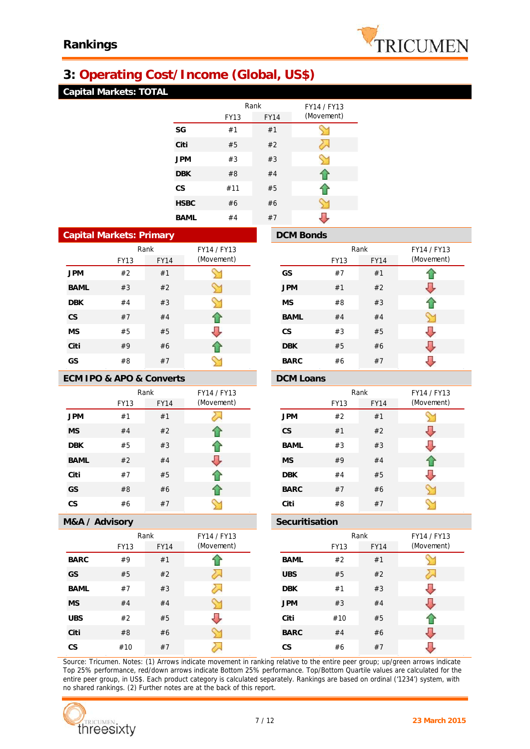## Rankings

# 3: Operating Cost/Income (Global, US$)

### Capital Markets: TOTAL

| | Rank FY13 | Rank FY14 | FY14 / FY13 (Movement) |
|---|---|---|---|
| SG | #1 | #1 | ↘ |
| Citi | #5 | #2 | ↗ |
| JPM | #3 | #3 | ↘ |
| DBK | #8 | #4 | ↑ |
| CS | #11 | #5 | ↑ |
| HSBC | #6 | #6 | ↘ |
| BAML | #4 | #7 | ↓ |

### Capital Markets: Primary

| | Rank FY13 | Rank FY14 | FY14 / FY13 (Movement) |
|---|---|---|---|
| JPM | #2 | #1 | ↘ |
| BAML | #3 | #2 | ↘ |
| DBK | #4 | #3 | ↘ |
| CS | #7 | #4 | ↑ |
| MS | #5 | #5 | ↓ |
| Citi | #9 | #6 | ↑ |
| GS | #8 | #7 | ↘ |

### DCM Bonds

| | Rank FY13 | Rank FY14 | FY14 / FY13 (Movement) |
|---|---|---|---|
| GS | #7 | #1 | ↑ |
| JPM | #1 | #2 | ↓ |
| MS | #8 | #3 | ↑ |
| BAML | #4 | #4 | ↘ |
| CS | #3 | #5 | ↓ |
| DBK | #5 | #6 | ↓ |
| BARC | #6 | #7 | ↓ |

### ECM IPO & APO & Converts

| | Rank FY13 | Rank FY14 | FY14 / FY13 (Movement) |
|---|---|---|---|
| JPM | #1 | #1 | ↗ |
| MS | #4 | #2 | ↑ |
| DBK | #5 | #3 | ↑ |
| BAML | #2 | #4 | ↓ |
| Citi | #7 | #5 | ↑ |
| GS | #8 | #6 | ↑ |
| CS | #6 | #7 | ↘ |

### DCM Loans

| | Rank FY13 | Rank FY14 | FY14 / FY13 (Movement) |
|---|---|---|---|
| JPM | #2 | #1 | ↘ |
| CS | #1 | #2 | ↓ |
| BAML | #3 | #3 | ↓ |
| MS | #9 | #4 | ↑ |
| DBK | #4 | #5 | ↓ |
| BARC | #7 | #6 | ↘ |
| Citi | #8 | #7 | ↘ |

### M&A / Advisory

| | Rank FY13 | Rank FY14 | FY14 / FY13 (Movement) |
|---|---|---|---|
| BARC | #9 | #1 | ↑ |
| GS | #5 | #2 | ↗ |
| BAML | #7 | #3 | ↗ |
| MS | #4 | #4 | ↘ |
| UBS | #2 | #5 | ↓ |
| Citi | #8 | #6 | ↘ |
| CS | #10 | #7 | ↗ |

### Securitisation

| | Rank FY13 | Rank FY14 | FY14 / FY13 (Movement) |
|---|---|---|---|
| BAML | #2 | #1 | ↘ |
| UBS | #5 | #2 | ↗ |
| DBK | #1 | #3 | ↓ |
| JPM | #3 | #4 | ↓ |
| Citi | #10 | #5 | ↑ |
| BARC | #4 | #6 | ↓ |
| CS | #6 | #7 | ↓ |

Source: Tricumen. Notes: (1) Arrows indicate movement in ranking relative to the entire peer group; up/green arrows indicate Top 25% performance, red/down arrows indicate Bottom 25% performance. Top/Bottom Quartile values are calculated for the entire peer group, in US$. Each product category is calculated separately. Rankings are based on ordinal ('1234') system, with no shared rankings. (2) Further notes are at the back of this report.

23 March 2015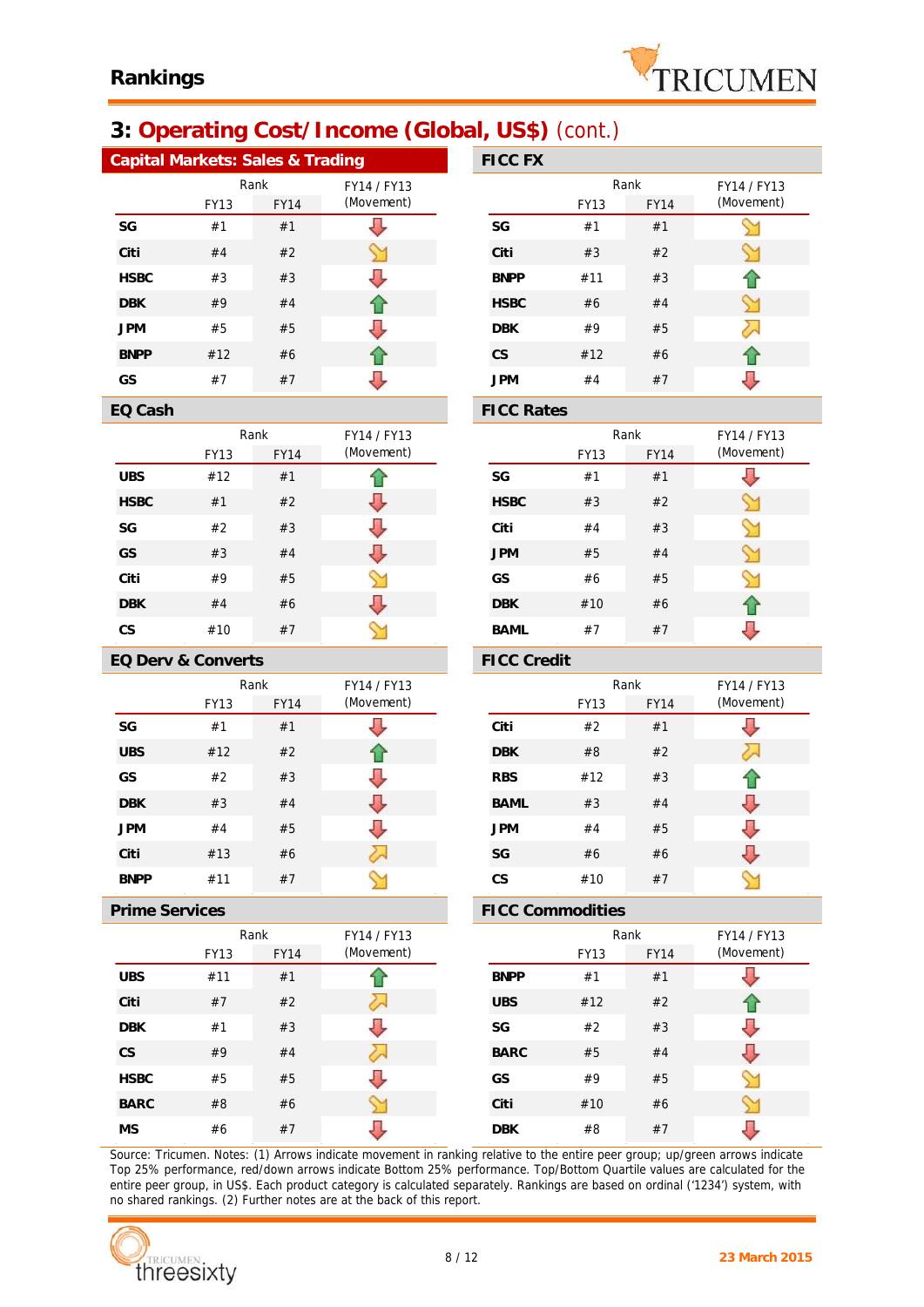## 3: Operating Cost/Income (Global, US$) (cont.)

### Capital Markets: Sales & Trading

| | Rank FY13 | Rank FY14 | FY14 / FY13 (Movement) |
|---|---|---|---|
| SG | #1 | #1 | ↓ |
| Citi | #4 | #2 | ↘ |
| HSBC | #3 | #3 | ↓ |
| DBK | #9 | #4 | ↑ |
| JPM | #5 | #5 | ↓ |
| BNPP | #12 | #6 | ↑ |
| GS | #7 | #7 | ↓ |

### EQ Cash

| | Rank FY13 | Rank FY14 | FY14 / FY13 (Movement) |
|---|---|---|---|
| UBS | #12 | #1 | ↑ |
| HSBC | #1 | #2 | ↓ |
| SG | #2 | #3 | ↓ |
| GS | #3 | #4 | ↓ |
| Citi | #9 | #5 | ↘ |
| DBK | #4 | #6 | ↓ |
| CS | #10 | #7 | ↘ |

### EQ Derv & Converts

| | Rank FY13 | Rank FY14 | FY14 / FY13 (Movement) |
|---|---|---|---|
| SG | #1 | #1 | ↓ |
| UBS | #12 | #2 | ↑ |
| GS | #2 | #3 | ↓ |
| DBK | #3 | #4 | ↓ |
| JPM | #4 | #5 | ↓ |
| Citi | #13 | #6 | ↗ |
| BNPP | #11 | #7 | ↘ |

### Prime Services

| | Rank FY13 | Rank FY14 | FY14 / FY13 (Movement) |
|---|---|---|---|
| UBS | #11 | #1 | ↑ |
| Citi | #7 | #2 | ↗ |
| DBK | #1 | #3 | ↓ |
| CS | #9 | #4 | ↗ |
| HSBC | #5 | #5 | ↓ |
| BARC | #8 | #6 | ↘ |
| MS | #6 | #7 | ↓ |

### FICC FX

| | Rank FY13 | Rank FY14 | FY14 / FY13 (Movement) |
|---|---|---|---|
| SG | #1 | #1 | ↘ |
| Citi | #3 | #2 | ↘ |
| BNPP | #11 | #3 | ↑ |
| HSBC | #6 | #4 | ↘ |
| DBK | #9 | #5 | ↗ |
| CS | #12 | #6 | ↑ |
| JPM | #4 | #7 | ↓ |

### FICC Rates

| | Rank FY13 | Rank FY14 | FY14 / FY13 (Movement) |
|---|---|---|---|
| SG | #1 | #1 | ↓ |
| HSBC | #3 | #2 | ↘ |
| Citi | #4 | #3 | ↘ |
| JPM | #5 | #4 | ↘ |
| GS | #6 | #5 | ↘ |
| DBK | #10 | #6 | ↑ |
| BAML | #7 | #7 | ↓ |

### FICC Credit

| | Rank FY13 | Rank FY14 | FY14 / FY13 (Movement) |
|---|---|---|---|
| Citi | #2 | #1 | ↓ |
| DBK | #8 | #2 | ↗ |
| RBS | #12 | #3 | ↑ |
| BAML | #3 | #4 | ↓ |
| JPM | #4 | #5 | ↓ |
| SG | #6 | #6 | ↓ |
| CS | #10 | #7 | ↘ |

### FICC Commodities

| | Rank FY13 | Rank FY14 | FY14 / FY13 (Movement) |
|---|---|---|---|
| BNPP | #1 | #1 | ↓ |
| UBS | #12 | #2 | ↑ |
| SG | #2 | #3 | ↓ |
| BARC | #5 | #4 | ↓ |
| GS | #9 | #5 | ↘ |
| Citi | #10 | #6 | ↘ |
| DBK | #8 | #7 | ↓ |

Source: Tricumen. Notes: (1) Arrows indicate movement in ranking relative to the entire peer group; up/green arrows indicate Top 25% performance, red/down arrows indicate Bottom 25% performance. Top/Bottom Quartile values are calculated for the entire peer group, in US$. Each product category is calculated separately. Rankings are based on ordinal ('1234') system, with no shared rankings. (2) Further notes are at the back of this report.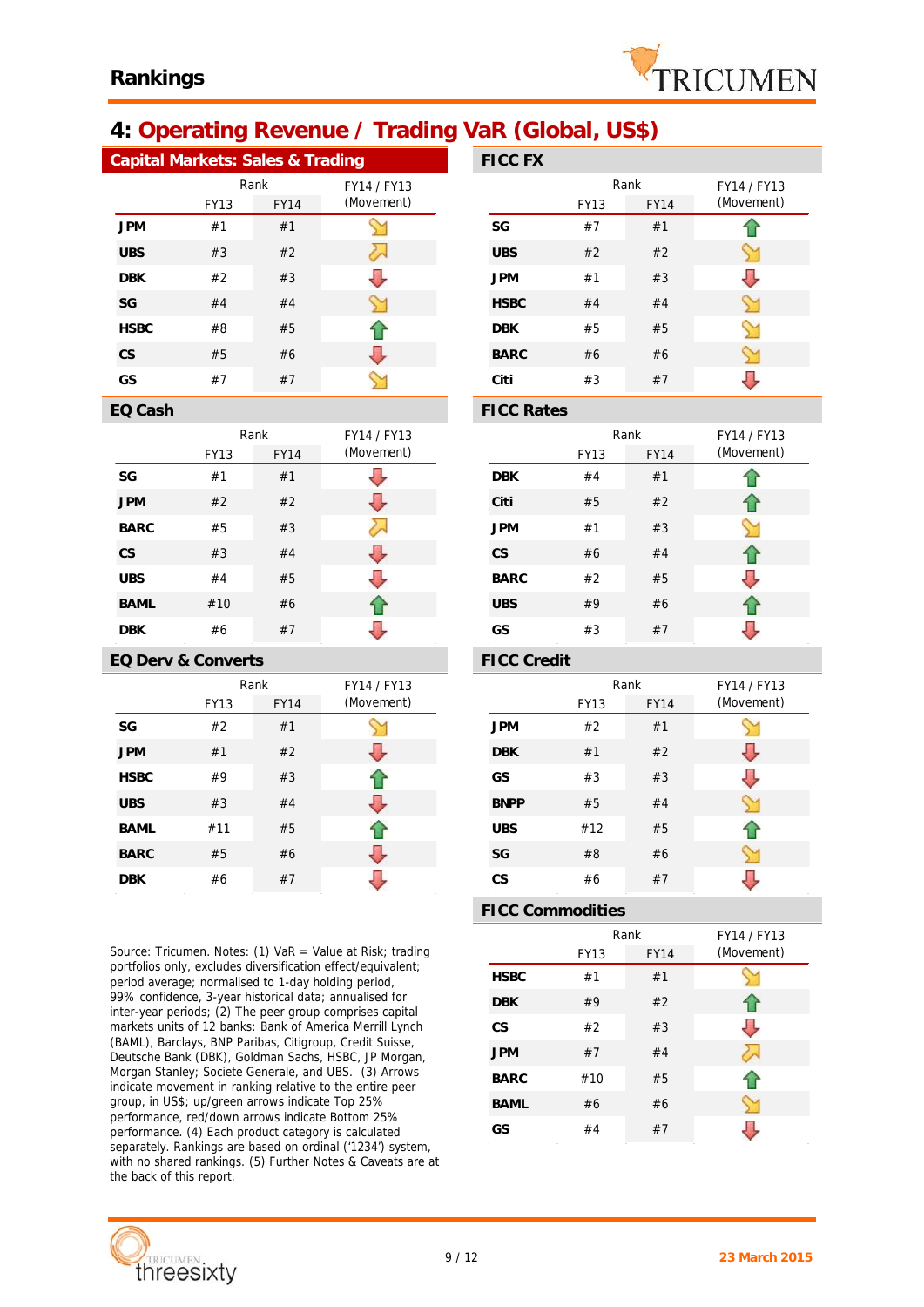## Rankings

# 4: Operating Revenue / Trading VaR (Global, US$)

### Capital Markets: Sales & Trading

| | Rank FY13 | Rank FY14 | FY14 / FY13 (Movement) |
|---|---|---|---|
| JPM | #1 | #1 | ↘ |
| UBS | #3 | #2 | ↗ |
| DBK | #2 | #3 | ↓ |
| SG | #4 | #4 | ↘ |
| HSBC | #8 | #5 | ↑ |
| CS | #5 | #6 | ↓ |
| GS | #7 | #7 | ↘ |

### EQ Cash

| | Rank FY13 | Rank FY14 | FY14 / FY13 (Movement) |
|---|---|---|---|
| SG | #1 | #1 | ↓ |
| JPM | #2 | #2 | ↓ |
| BARC | #5 | #3 | ↗ |
| CS | #3 | #4 | ↓ |
| UBS | #4 | #5 | ↓ |
| BAML | #10 | #6 | ↑ |
| DBK | #6 | #7 | ↓ |

### EQ Derv & Converts

| | Rank FY13 | Rank FY14 | FY14 / FY13 (Movement) |
|---|---|---|---|
| SG | #2 | #1 | ↘ |
| JPM | #1 | #2 | ↓ |
| HSBC | #9 | #3 | ↑ |
| UBS | #3 | #4 | ↓ |
| BAML | #11 | #5 | ↑ |
| BARC | #5 | #6 | ↓ |
| DBK | #6 | #7 | ↓ |

### FICC FX

| | Rank FY13 | Rank FY14 | FY14 / FY13 (Movement) |
|---|---|---|---|
| SG | #7 | #1 | ↑ |
| UBS | #2 | #2 | ↘ |
| JPM | #1 | #3 | ↓ |
| HSBC | #4 | #4 | ↘ |
| DBK | #5 | #5 | ↘ |
| BARC | #6 | #6 | ↘ |
| Citi | #3 | #7 | ↓ |

### FICC Rates

| | Rank FY13 | Rank FY14 | FY14 / FY13 (Movement) |
|---|---|---|---|
| DBK | #4 | #1 | ↑ |
| Citi | #5 | #2 | ↑ |
| JPM | #1 | #3 | ↘ |
| CS | #6 | #4 | ↑ |
| BARC | #2 | #5 | ↓ |
| UBS | #9 | #6 | ↑ |
| GS | #3 | #7 | ↓ |

### FICC Credit

| | Rank FY13 | Rank FY14 | FY14 / FY13 (Movement) |
|---|---|---|---|
| JPM | #2 | #1 | ↘ |
| DBK | #1 | #2 | ↓ |
| GS | #3 | #3 | ↓ |
| BNPP | #5 | #4 | ↘ |
| UBS | #12 | #5 | ↑ |
| SG | #8 | #6 | ↘ |
| CS | #6 | #7 | ↓ |

### FICC Commodities

| | Rank FY13 | Rank FY14 | FY14 / FY13 (Movement) |
|---|---|---|---|
| HSBC | #1 | #1 | ↘ |
| DBK | #9 | #2 | ↑ |
| CS | #2 | #3 | ↓ |
| JPM | #7 | #4 | ↗ |
| BARC | #10 | #5 | ↑ |
| BAML | #6 | #6 | ↘ |
| GS | #4 | #7 | ↓ |

Source: Tricumen. Notes: (1) VaR = Value at Risk; trading portfolios only, excludes diversification effect/equivalent; period average; normalised to 1-day holding period, 99% confidence, 3-year historical data; annualised for inter-year periods; (2) The peer group comprises capital markets units of 12 banks: Bank of America Merrill Lynch (BAML), Barclays, BNP Paribas, Citigroup, Credit Suisse, Deutsche Bank (DBK), Goldman Sachs, HSBC, JP Morgan, Morgan Stanley; Societe Generale, and UBS. (3) Arrows indicate movement in ranking relative to the entire peer group, in US$; up/green arrows indicate Top 25% performance, red/down arrows indicate Bottom 25% performance. (4) Each product category is calculated separately. Rankings are based on ordinal ('1234') system, with no shared rankings. (5) Further Notes & Caveats are at the back of this report.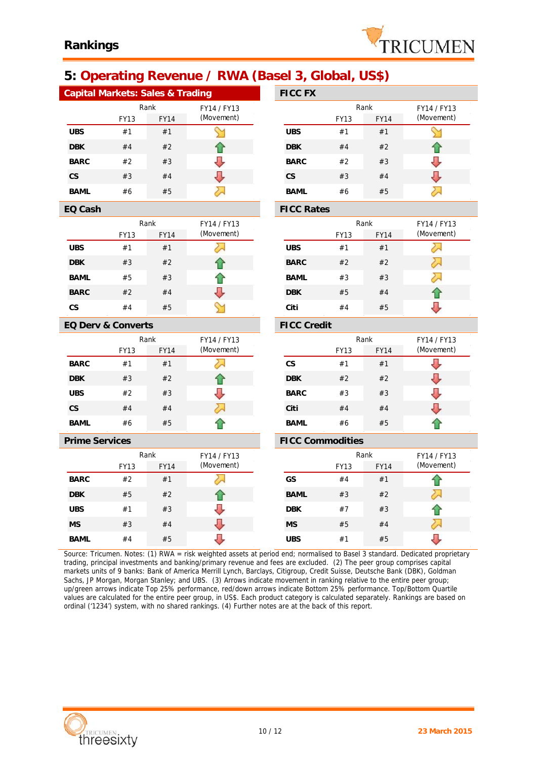## Rankings

# 5: Operating Revenue / RWA (Basel 3, Global, US$)

### Capital Markets: Sales & Trading

| | Rank FY13 | Rank FY14 | FY14 / FY13 (Movement) |
|---|---|---|---|
| UBS | #1 | #1 | ↘ |
| DBK | #4 | #2 | ↑ |
| BARC | #2 | #3 | ↓ |
| CS | #3 | #4 | ↓ |
| BAML | #6 | #5 | ↗ |

### FICC FX

| | Rank FY13 | Rank FY14 | FY14 / FY13 (Movement) |
|---|---|---|---|
| UBS | #1 | #1 | ↘ |
| DBK | #4 | #2 | ↑ |
| BARC | #2 | #3 | ↓ |
| CS | #3 | #4 | ↓ |
| BAML | #6 | #5 | ↗ |

### EQ Cash

| | Rank FY13 | Rank FY14 | FY14 / FY13 (Movement) |
|---|---|---|---|
| UBS | #1 | #1 | ↗ |
| DBK | #3 | #2 | ↑ |
| BAML | #5 | #3 | ↑ |
| BARC | #2 | #4 | ↓ |
| CS | #4 | #5 | ↘ |

### FICC Rates

| | Rank FY13 | Rank FY14 | FY14 / FY13 (Movement) |
|---|---|---|---|
| UBS | #1 | #1 | ↗ |
| BARC | #2 | #2 | ↗ |
| BAML | #3 | #3 | ↗ |
| DBK | #5 | #4 | ↑ |
| Citi | #4 | #5 | ↓ |

### EQ Derv & Converts

| | Rank FY13 | Rank FY14 | FY14 / FY13 (Movement) |
|---|---|---|---|
| BARC | #1 | #1 | ↗ |
| DBK | #3 | #2 | ↑ |
| UBS | #2 | #3 | ↓ |
| CS | #4 | #4 | ↗ |
| BAML | #6 | #5 | ↑ |

### FICC Credit

| | Rank FY13 | Rank FY14 | FY14 / FY13 (Movement) |
|---|---|---|---|
| CS | #1 | #1 | ↓ |
| DBK | #2 | #2 | ↓ |
| BARC | #3 | #3 | ↓ |
| Citi | #4 | #4 | ↓ |
| BAML | #6 | #5 | ↑ |

### Prime Services

| | Rank FY13 | Rank FY14 | FY14 / FY13 (Movement) |
|---|---|---|---|
| BARC | #2 | #1 | ↗ |
| DBK | #5 | #2 | ↑ |
| UBS | #1 | #3 | ↓ |
| MS | #3 | #4 | ↓ |
| BAML | #4 | #5 | ↓ |

### FICC Commodities

| | Rank FY13 | Rank FY14 | FY14 / FY13 (Movement) |
|---|---|---|---|
| GS | #4 | #1 | ↑ |
| BAML | #3 | #2 | ↗ |
| DBK | #7 | #3 | ↑ |
| MS | #5 | #4 | ↗ |
| UBS | #1 | #5 | ↓ |

Source: Tricumen. Notes: (1) RWA = risk weighted assets at period end; normalised to Basel 3 standard. Dedicated proprietary trading, principal investments and banking/primary revenue and fees are excluded. (2) The peer group comprises capital markets units of 9 banks: Bank of America Merrill Lynch, Barclays, Citigroup, Credit Suisse, Deutsche Bank (DBK), Goldman Sachs, JP Morgan, Morgan Stanley; and UBS. (3) Arrows indicate movement in ranking relative to the entire peer group; up/green arrows indicate Top 25% performance, red/down arrows indicate Bottom 25% performance. Top/Bottom Quartile values are calculated for the entire peer group, in US$. Each product category is calculated separately. Rankings are based on ordinal ('1234') system, with no shared rankings. (4) Further notes are at the back of this report.

23 March 2015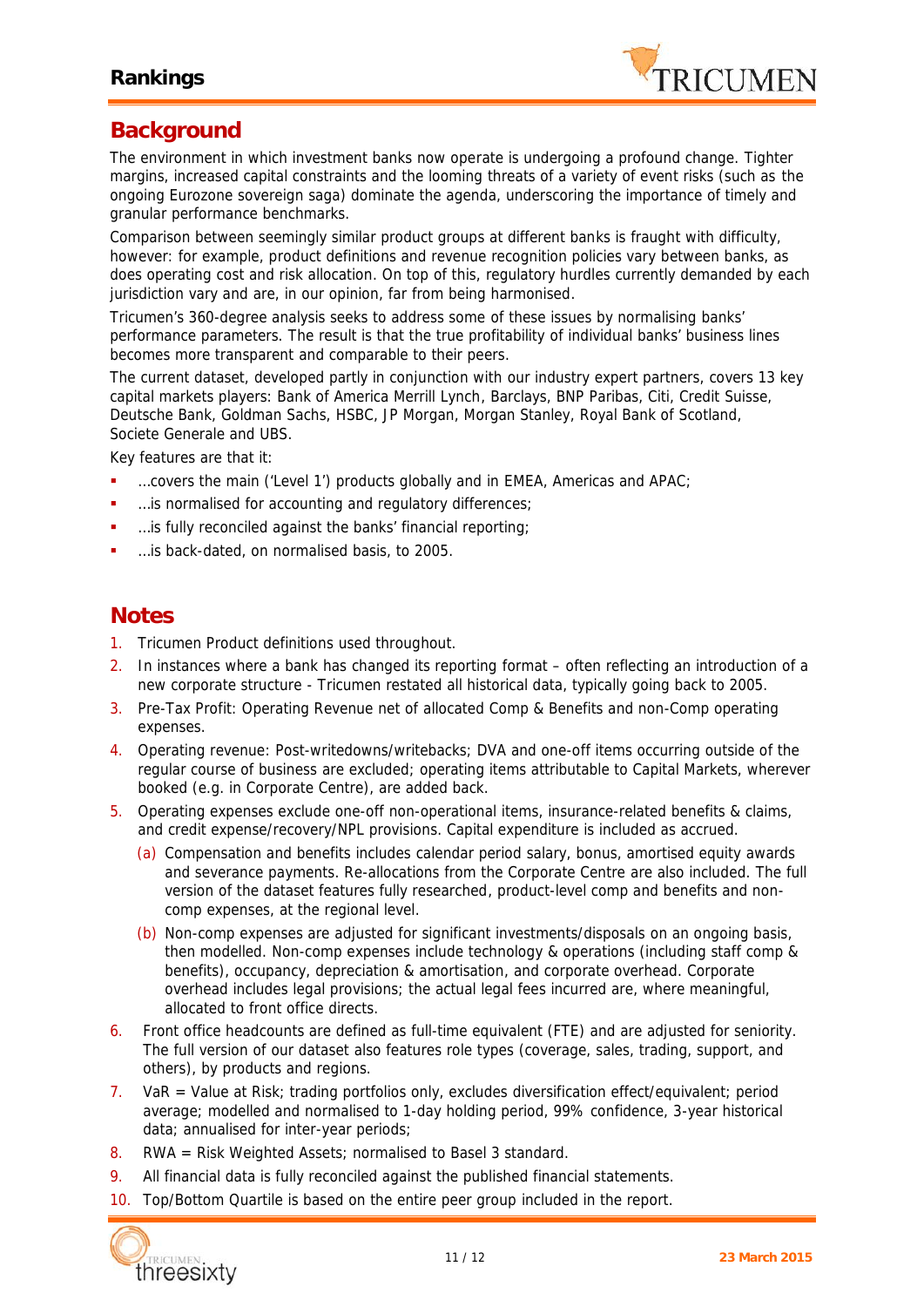## Background

The environment in which investment banks now operate is undergoing a profound change. Tighter margins, increased capital constraints and the looming threats of a variety of event risks (such as the ongoing Eurozone sovereign saga) dominate the agenda, underscoring the importance of timely and granular performance benchmarks.

Comparison between seemingly similar product groups at different banks is fraught with difficulty, however: for example, product definitions and revenue recognition policies vary between banks, as does operating cost and risk allocation. On top of this, regulatory hurdles currently demanded by each jurisdiction vary and are, in our opinion, far from being harmonised.

Tricumen's 360-degree analysis seeks to address some of these issues by normalising banks' performance parameters. The result is that the true profitability of individual banks' business lines becomes more transparent and comparable to their peers.

The current dataset, developed partly in conjunction with our industry expert partners, covers 13 key capital markets players: Bank of America Merrill Lynch, Barclays, BNP Paribas, Citi, Credit Suisse, Deutsche Bank, Goldman Sachs, HSBC, JP Morgan, Morgan Stanley, Royal Bank of Scotland, Societe Generale and UBS.

Key features are that it:

- ...covers the main ('Level 1') products globally and in EMEA, Americas and APAC;
- ...is normalised for accounting and regulatory differences;
- ...is fully reconciled against the banks' financial reporting;
- ...is back-dated, on normalised basis, to 2005.

## Notes

1. Tricumen Product definitions used throughout.
2. In instances where a bank has changed its reporting format – often reflecting an introduction of a new corporate structure - Tricumen restated all historical data, typically going back to 2005.
3. Pre-Tax Profit: Operating Revenue net of allocated Comp & Benefits and non-Comp operating expenses.
4. Operating revenue: Post-writedowns/writebacks; DVA and one-off items occurring outside of the regular course of business are excluded; operating items attributable to Capital Markets, wherever booked (e.g. in Corporate Centre), are added back.
5. Operating expenses exclude one-off non-operational items, insurance-related benefits & claims, and credit expense/recovery/NPL provisions. Capital expenditure is included as accrued.
   (a) Compensation and benefits includes calendar period salary, bonus, amortised equity awards and severance payments. Re-allocations from the Corporate Centre are also included. The full version of the dataset features fully researched, product-level comp and benefits and non-comp expenses, at the regional level.
   (b) Non-comp expenses are adjusted for significant investments/disposals on an ongoing basis, then modelled. Non-comp expenses include technology & operations (including staff comp & benefits), occupancy, depreciation & amortisation, and corporate overhead. Corporate overhead includes legal provisions; the actual legal fees incurred are, where meaningful, allocated to front office directs.
6. Front office headcounts are defined as full-time equivalent (FTE) and are adjusted for seniority. The full version of our dataset also features role types (coverage, sales, trading, support, and others), by products and regions.
7. VaR = Value at Risk; trading portfolios only, excludes diversification effect/equivalent; period average; modelled and normalised to 1-day holding period, 99% confidence, 3-year historical data; annualised for inter-year periods;
8. RWA = Risk Weighted Assets; normalised to Basel 3 standard.
9. All financial data is fully reconciled against the published financial statements.
10. Top/Bottom Quartile is based on the entire peer group included in the report.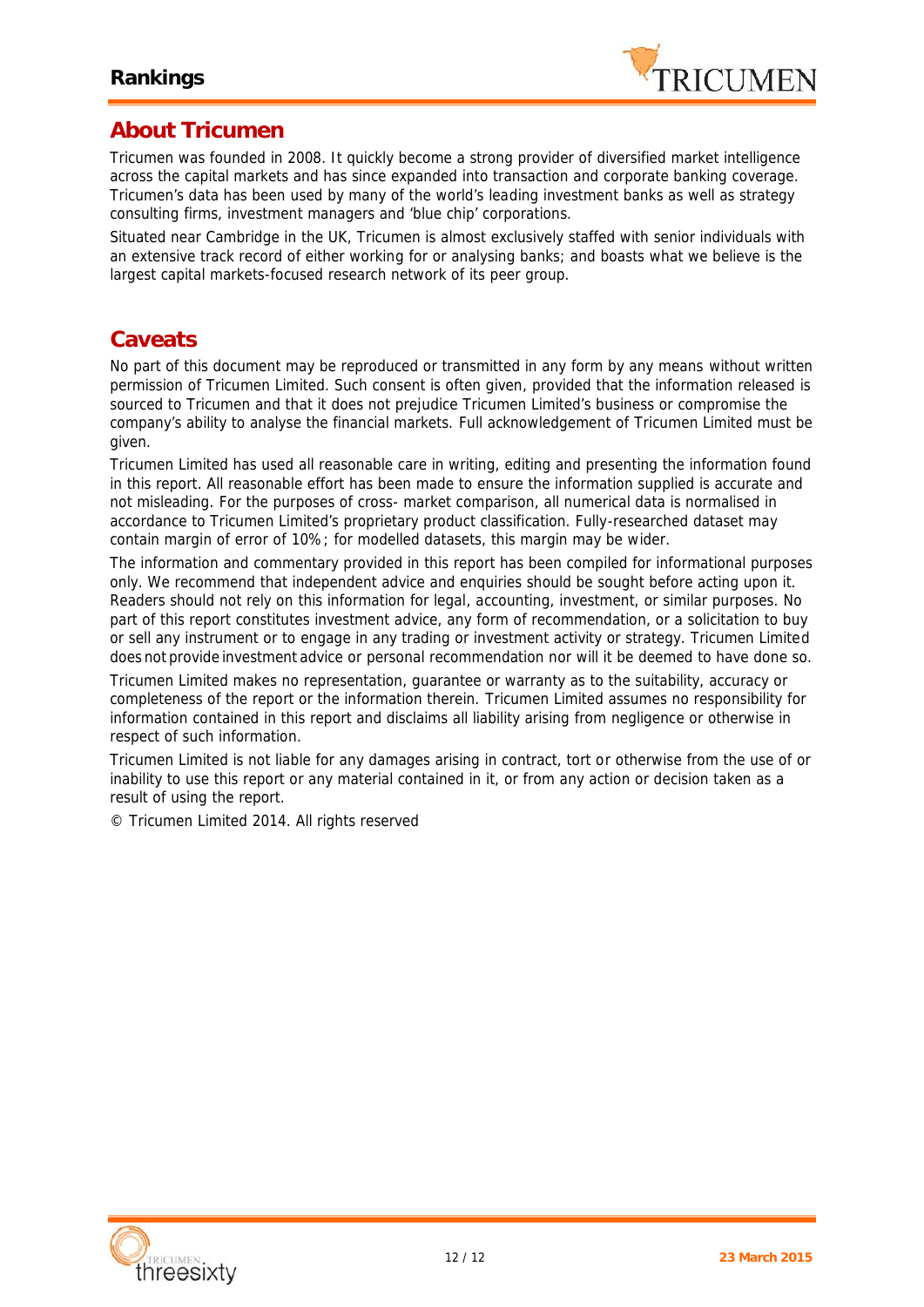## About Tricumen

Tricumen was founded in 2008. It quickly become a strong provider of diversified market intelligence across the capital markets and has since expanded into transaction and corporate banking coverage. Tricumen's data has been used by many of the world's leading investment banks as well as strategy consulting firms, investment managers and 'blue chip' corporations.

Situated near Cambridge in the UK, Tricumen is almost exclusively staffed with senior individuals with an extensive track record of either working for or analysing banks; and boasts what we believe is the largest capital markets-focused research network of its peer group.

## Caveats

No part of this document may be reproduced or transmitted in any form by any means without written permission of Tricumen Limited. Such consent is often given, provided that the information released is sourced to Tricumen and that it does not prejudice Tricumen Limited's business or compromise the company's ability to analyse the financial markets. Full acknowledgement of Tricumen Limited must be given.

Tricumen Limited has used all reasonable care in writing, editing and presenting the information found in this report. All reasonable effort has been made to ensure the information supplied is accurate and not misleading. For the purposes of cross- market comparison, all numerical data is normalised in accordance to Tricumen Limited's proprietary product classification. Fully-researched dataset may contain margin of error of 10%; for modelled datasets, this margin may be wider.

The information and commentary provided in this report has been compiled for informational purposes only. We recommend that independent advice and enquiries should be sought before acting upon it. Readers should not rely on this information for legal, accounting, investment, or similar purposes. No part of this report constitutes investment advice, any form of recommendation, or a solicitation to buy or sell any instrument or to engage in any trading or investment activity or strategy. Tricumen Limited does not provide investment advice or personal recommendation nor will it be deemed to have done so.

Tricumen Limited makes no representation, guarantee or warranty as to the suitability, accuracy or completeness of the report or the information therein. Tricumen Limited assumes no responsibility for information contained in this report and disclaims all liability arising from negligence or otherwise in respect of such information.

Tricumen Limited is not liable for any damages arising in contract, tort or otherwise from the use of or inability to use this report or any material contained in it, or from any action or decision taken as a result of using the report.

© Tricumen Limited 2014. All rights reserved